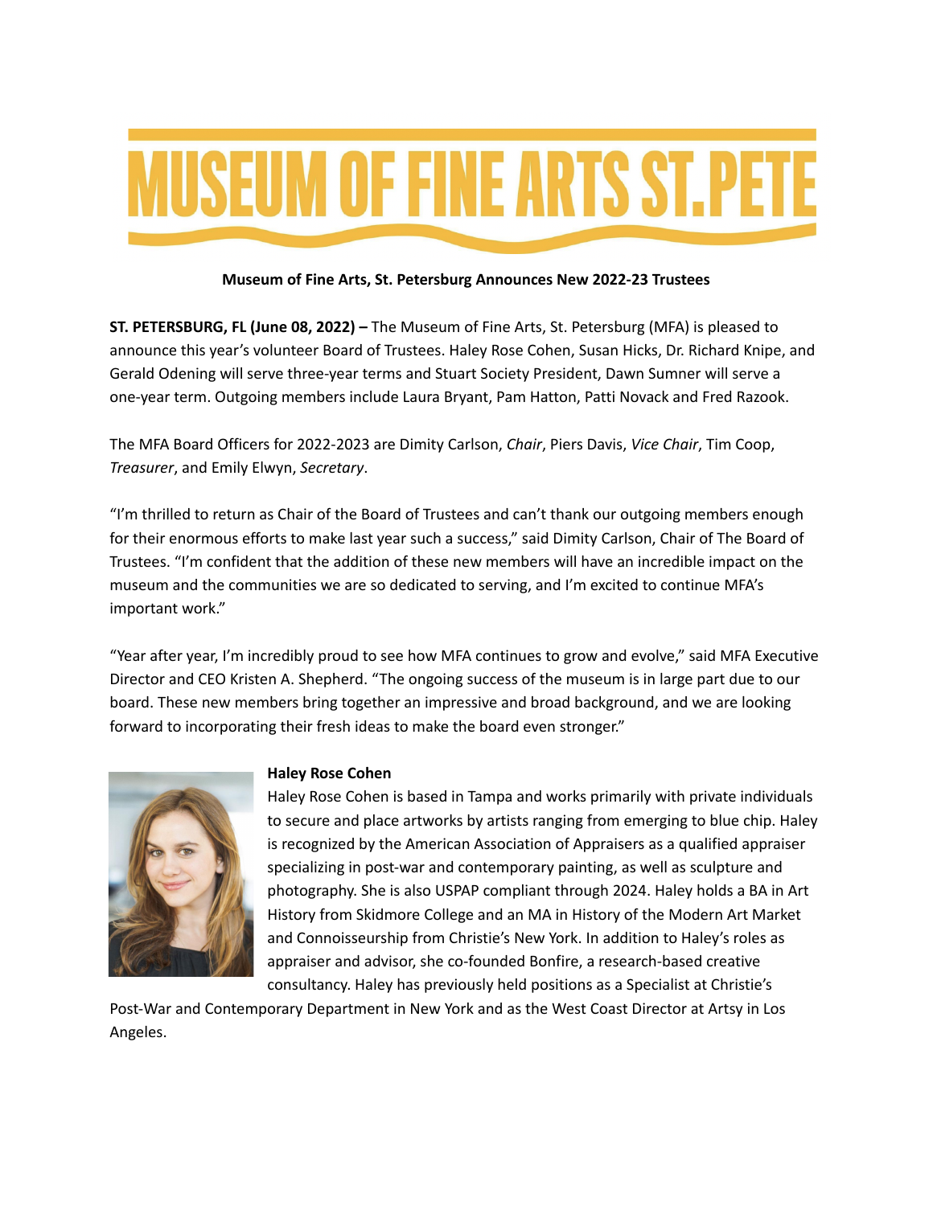# MUSEUM OF FINE ARTS ST. PETE

**Museum of Fine Arts, St. Petersburg Announces New 2022-23 Trustees**

**ST. PETERSBURG, FL (June 08, 2022) –** The Museum of Fine Arts, St. Petersburg (MFA) is pleased to announce this year's volunteer Board of Trustees. Haley Rose Cohen, Susan Hicks, Dr. Richard Knipe, and Gerald Odening will serve three-year terms and Stuart Society President, Dawn Sumner will serve a one-year term. Outgoing members include Laura Bryant, Pam Hatton, Patti Novack and Fred Razook.

The MFA Board Officers for 2022-2023 are Dimity Carlson, *Chair*, Piers Davis, *Vice Chair*, Tim Coop, *Treasurer*, and Emily Elwyn, *Secretary*.

"I'm thrilled to return as Chair of the Board of Trustees and can't thank our outgoing members enough for their enormous efforts to make last year such a success," said Dimity Carlson, Chair of The Board of Trustees. "I'm confident that the addition of these new members will have an incredible impact on the museum and the communities we are so dedicated to serving, and I'm excited to continue MFA's important work."

"Year after year, I'm incredibly proud to see how MFA continues to grow and evolve," said MFA Executive Director and CEO Kristen A. Shepherd. "The ongoing success of the museum is in large part due to our board. These new members bring together an impressive and broad background, and we are looking forward to incorporating their fresh ideas to make the board even stronger."

**Haley Rose Cohen**

Haley Rose Cohen is based in Tampa and works primarily with private individuals to secure and place artworks by artists ranging from emerging to blue chip. Haley is recognized by the American Association of Appraisers as a qualified appraiser specializing in post-war and contemporary painting, as well as sculpture and photography. She is also USPAP compliant through 2024. Haley holds a BA in Art History from Skidmore College and an MA in History of the Modern Art Market and Connoisseurship from Christie's New York. In addition to Haley's roles as appraiser and advisor, she co-founded Bonfire, a research-based creative consultancy. Haley has previously held positions as a Specialist at Christie's Post-War and Contemporary Department in New York and as the West Coast Director at Artsy in Los Angeles.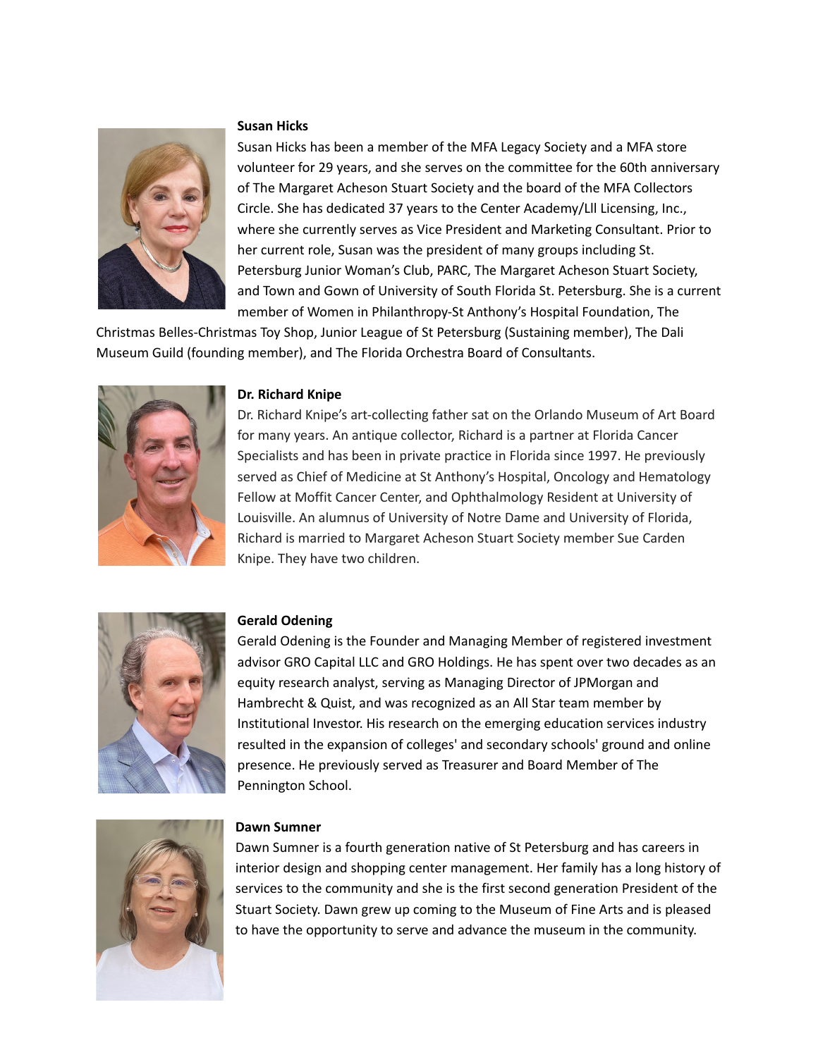**Susan Hicks**

Susan Hicks has been a member of the MFA Legacy Society and a MFA store volunteer for 29 years, and she serves on the committee for the 60th anniversary of The Margaret Acheson Stuart Society and the board of the MFA Collectors Circle. She has dedicated 37 years to the Center Academy/LlI Licensing, Inc., where she currently serves as Vice President and Marketing Consultant. Prior to her current role, Susan was the president of many groups including St. Petersburg Junior Woman's Club, PARC, The Margaret Acheson Stuart Society, and Town and Gown of University of South Florida St. Petersburg. She is a current member of Women in Philanthropy-St Anthony's Hospital Foundation, The Christmas Belles-Christmas Toy Shop, Junior League of St Petersburg (Sustaining member), The Dali Museum Guild (founding member), and The Florida Orchestra Board of Consultants.

**Dr. Richard Knipe**

Dr. Richard Knipe's art-collecting father sat on the Orlando Museum of Art Board for many years. An antique collector, Richard is a partner at Florida Cancer Specialists and has been in private practice in Florida since 1997. He previously served as Chief of Medicine at St Anthony's Hospital, Oncology and Hematology Fellow at Moffit Cancer Center, and Ophthalmology Resident at University of Louisville. An alumnus of University of Notre Dame and University of Florida, Richard is married to Margaret Acheson Stuart Society member Sue Carden Knipe. They have two children.

**Gerald Odening**

Gerald Odening is the Founder and Managing Member of registered investment advisor GRO Capital LLC and GRO Holdings. He has spent over two decades as an equity research analyst, serving as Managing Director of JPMorgan and Hambrecht & Quist, and was recognized as an All Star team member by Institutional Investor. His research on the emerging education services industry resulted in the expansion of colleges' and secondary schools' ground and online presence. He previously served as Treasurer and Board Member of The Pennington School.

**Dawn Sumner**

Dawn Sumner is a fourth generation native of St Petersburg and has careers in interior design and shopping center management. Her family has a long history of services to the community and she is the first second generation President of the Stuart Society. Dawn grew up coming to the Museum of Fine Arts and is pleased to have the opportunity to serve and advance the museum in the community.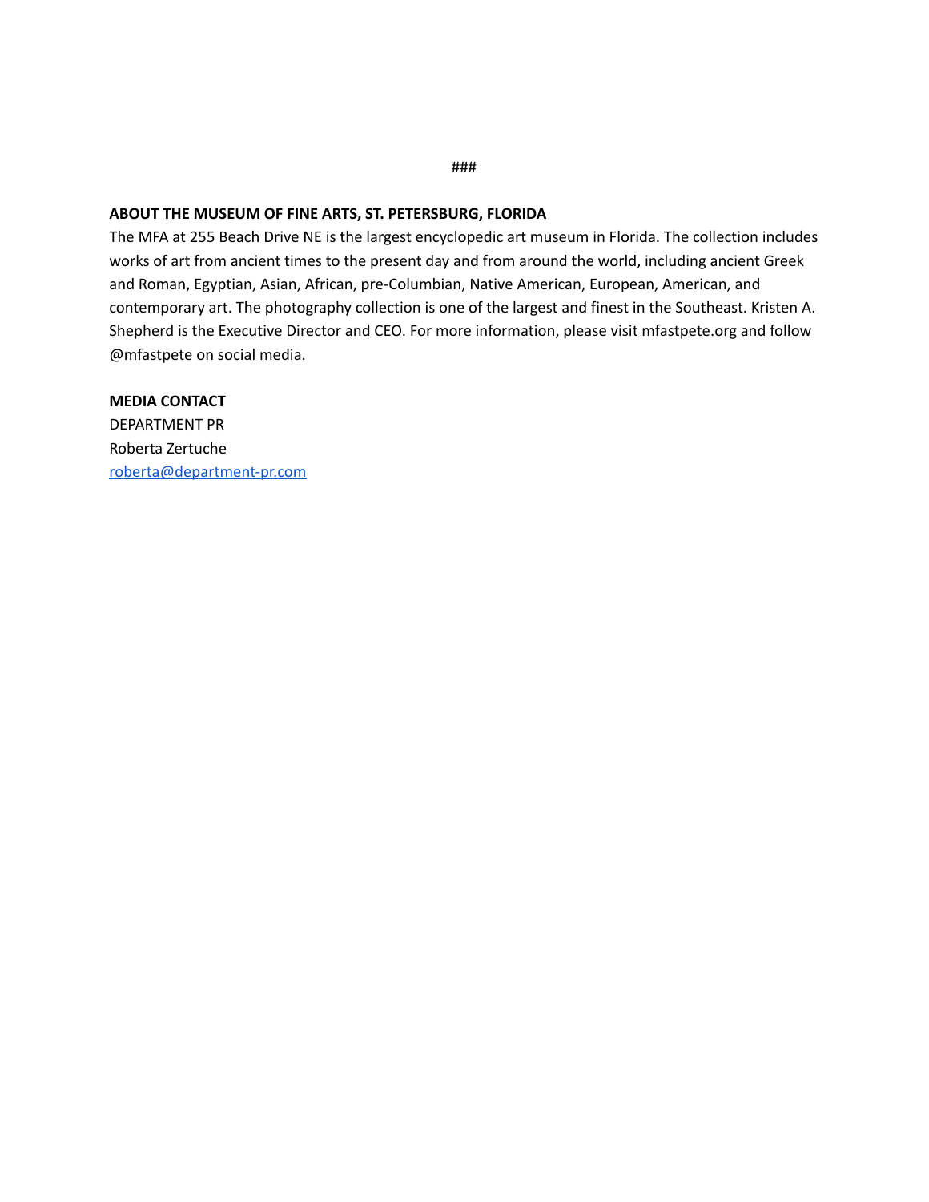###

**ABOUT THE MUSEUM OF FINE ARTS, ST. PETERSBURG, FLORIDA**

The MFA at 255 Beach Drive NE is the largest encyclopedic art museum in Florida. The collection includes works of art from ancient times to the present day and from around the world, including ancient Greek and Roman, Egyptian, Asian, African, pre-Columbian, Native American, European, American, and contemporary art. The photography collection is one of the largest and finest in the Southeast. Kristen A. Shepherd is the Executive Director and CEO. For more information, please visit mfastpete.org and follow @mfastpete on social media.

**MEDIA CONTACT**

DEPARTMENT PR
Roberta Zertuche
roberta@department-pr.com